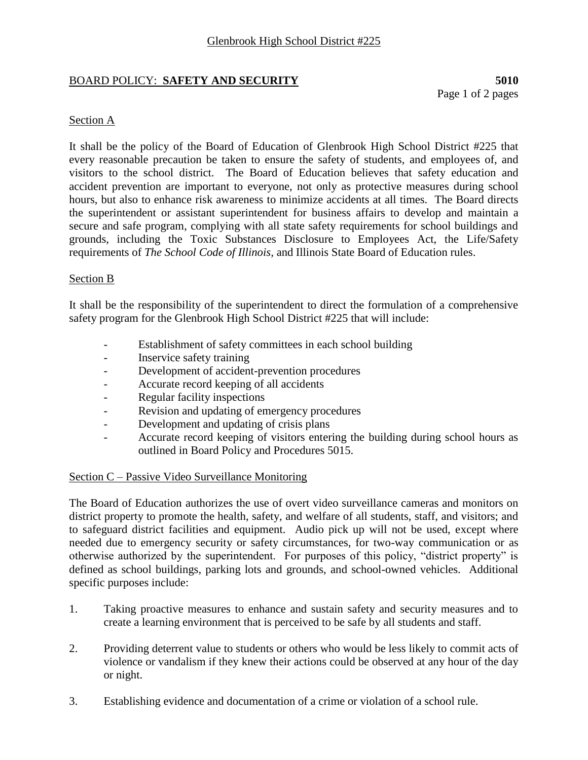Glenbrook High School District #225

# BOARD POLICY: **SAFETY AND SECURITY** 5010

## Section A

It shall be the policy of the Board of Education of Glenbrook High School District #225 that every reasonable precaution be taken to ensure the safety of students, and employees of, and visitors to the school district. The Board of Education believes that safety education and accident prevention are important to everyone, not only as protective measures during school hours, but also to enhance risk awareness to minimize accidents at all times. The Board directs the superintendent or assistant superintendent for business affairs to develop and maintain a secure and safe program, complying with all state safety requirements for school buildings and grounds, including the Toxic Substances Disclosure to Employees Act, the Life/Safety requirements of *The School Code of Illinois*, and Illinois State Board of Education rules.

## Section B

It shall be the responsibility of the superintendent to direct the formulation of a comprehensive safety program for the Glenbrook High School District #225 that will include:

- Establishment of safety committees in each school building
- Inservice safety training
- Development of accident-prevention procedures
- Accurate record keeping of all accidents
- Regular facility inspections
- Revision and updating of emergency procedures
- Development and updating of crisis plans
- Accurate record keeping of visitors entering the building during school hours as outlined in Board Policy and Procedures 5015.

## Section C – Passive Video Surveillance Monitoring

The Board of Education authorizes the use of overt video surveillance cameras and monitors on district property to promote the health, safety, and welfare of all students, staff, and visitors; and to safeguard district facilities and equipment. Audio pick up will not be used, except where needed due to emergency security or safety circumstances, for two-way communication or as otherwise authorized by the superintendent. For purposes of this policy, "district property" is defined as school buildings, parking lots and grounds, and school-owned vehicles. Additional specific purposes include:

1. Taking proactive measures to enhance and sustain safety and security measures and to create a learning environment that is perceived to be safe by all students and staff.

2. Providing deterrent value to students or others who would be less likely to commit acts of violence or vandalism if they knew their actions could be observed at any hour of the day or night.

3. Establishing evidence and documentation of a crime or violation of a school rule.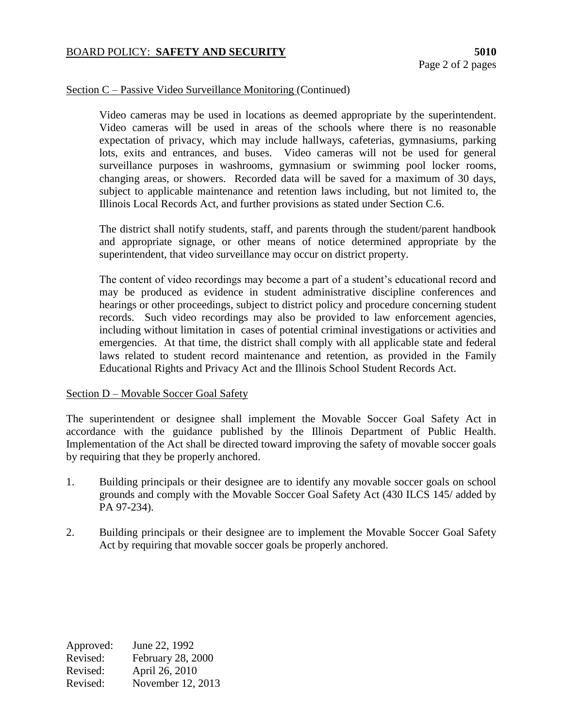Section C – Passive Video Surveillance Monitoring (Continued)

Video cameras may be used in locations as deemed appropriate by the superintendent. Video cameras will be used in areas of the schools where there is no reasonable expectation of privacy, which may include hallways, cafeterias, gymnasiums, parking lots, exits and entrances, and buses. Video cameras will not be used for general surveillance purposes in washrooms, gymnasium or swimming pool locker rooms, changing areas, or showers. Recorded data will be saved for a maximum of 30 days, subject to applicable maintenance and retention laws including, but not limited to, the Illinois Local Records Act, and further provisions as stated under Section C.6.

The district shall notify students, staff, and parents through the student/parent handbook and appropriate signage, or other means of notice determined appropriate by the superintendent, that video surveillance may occur on district property.

The content of video recordings may become a part of a student's educational record and may be produced as evidence in student administrative discipline conferences and hearings or other proceedings, subject to district policy and procedure concerning student records. Such video recordings may also be provided to law enforcement agencies, including without limitation in cases of potential criminal investigations or activities and emergencies. At that time, the district shall comply with all applicable state and federal laws related to student record maintenance and retention, as provided in the Family Educational Rights and Privacy Act and the Illinois School Student Records Act.

Section D – Movable Soccer Goal Safety

The superintendent or designee shall implement the Movable Soccer Goal Safety Act in accordance with the guidance published by the Illinois Department of Public Health. Implementation of the Act shall be directed toward improving the safety of movable soccer goals by requiring that they be properly anchored.

1. Building principals or their designee are to identify any movable soccer goals on school grounds and comply with the Movable Soccer Goal Safety Act (430 ILCS 145/ added by PA 97-234).

2. Building principals or their designee are to implement the Movable Soccer Goal Safety Act by requiring that movable soccer goals be properly anchored.

| | |
|---|---|
| Approved: | June 22, 1992 |
| Revised: | February 28, 2000 |
| Revised: | April 26, 2010 |
| Revised: | November 12, 2013 |